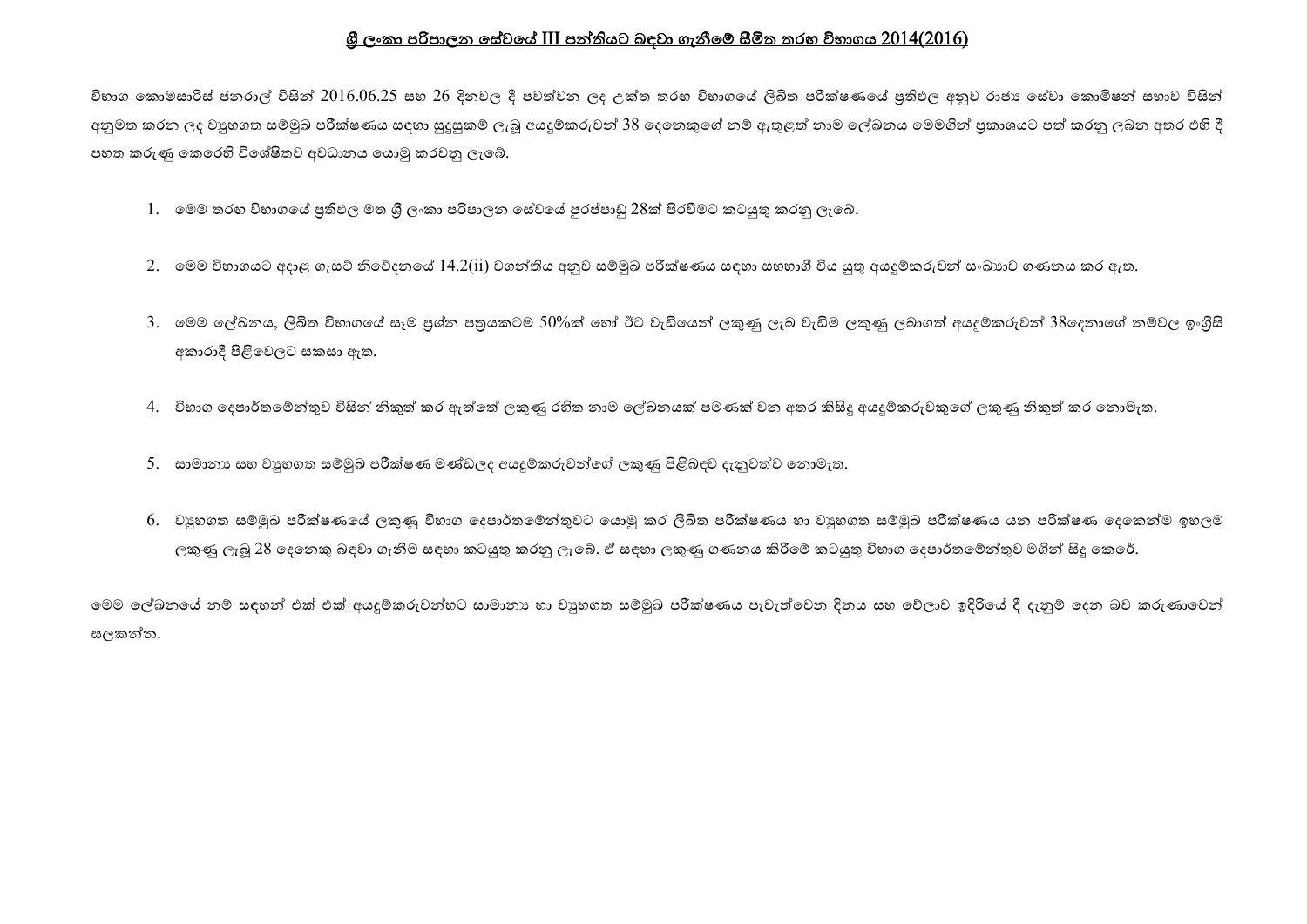# ශ්‍රී ලංකා පරිපාලන සේවයේ III පන්තියට බඳවා ගැනීමේ සීමිත තරඟ විභාගය 2014(2016)

විභාග කොමසාරිස් ජනරාල් විසින් 2016.06.25 සහ 26 දිනවල දී පවත්වන ලද උක්ත තරඟ විභාගයේ ලිඛිත පරීක්ෂණයේ ප්‍රතිඵල අනුව රාජ්‍ය සේවා කොමිෂන් සභාව විසින් අනුමත කරන ලද ව්‍යුහගත සම්මුඛ පරීක්ෂණය සඳහා සුදුසුකම් ලැබූ අයදුම්කරුවන් 38 දෙනෙකුගේ නම් ඇතුළත් නාම ලේඛනය මෙමගින් ප්‍රකාශයට පත් කරනු ලබන අතර එහි දී පහත කරුණු කෙරෙහි විශේෂිතව අවධානය යොමු කරවනු ලැබේ.

1. මෙම තරඟ විභාගයේ ප්‍රතිඵල මත ශ්‍රී ලංකා පරිපාලන සේවයේ පුරප්පාඩු 28ක් පිරවීමට කටයුතු කරනු ලැබේ.
2. මෙම විභාගයට අදාළ ගැසට් නිවේදනයේ 14.2(ii) වගන්තිය අනුව සම්මුඛ පරීක්ෂණය සඳහා සහභාගී විය යුතු අයදුම්කරුවන් සංඛ්‍යාව ගණනය කර ඇත.
3. මෙම ලේඛනය, ලිඛිත විභාගයේ සෑම ප්‍රශ්න පත්‍රයකටම 50%ක් හෝ ඊට වැඩියෙන් ලකුණු ලැබ වැඩිම ලකුණු ලබාගත් අයදුම්කරුවන් 38දෙනාගේ නම්වල ඉංග්‍රීසි අකාරාදී පිළිවෙලට සකසා ඇත.
4. විභාග දෙපාර්තමේන්තුව විසින් නිකුත් කර ඇත්තේ ලකුණු රහිත නාම ලේඛනයක් පමණක් වන අතර කිසිදු අයදුම්කරුවකුගේ ලකුණු නිකුත් කර නොමැත.
5. සාමාන්‍ය සහ ව්‍යුහගත සම්මුඛ පරීක්ෂණ මණ්ඩලද අයදුම්කරුවන්ගේ ලකුණු පිළිබඳව දැනුවත්ව නොමැත.
6. ව්‍යුහගත සම්මුඛ පරීක්ෂණයේ ලකුණු විභාග දෙපාර්තමේන්තුවට යොමු කර ලිඛිත පරීක්ෂණය හා ව්‍යුහගත සම්මුඛ පරීක්ෂණය යන පරීක්ෂණ දෙකෙන්ම ඉහලම ලකුණු ලැබූ 28 දෙනෙකු බඳවා ගැනීම සඳහා කටයුතු කරනු ලැබේ. ඒ සඳහා ලකුණු ගණනය කිරීමේ කටයුතු විභාග දෙපාර්තමේන්තුව මගින් සිදු කෙරේ.

මෙම ලේඛනයේ නම් සඳහන් එක් එක් අයදුම්කරුවන්හට සාමාන්‍ය හා ව්‍යුහගත සම්මුඛ පරීක්ෂණය පැවැත්වෙන දිනය සහ වේලාව ඉදිරියේ දී දැනුම් දෙන බව කරුණාවෙන් සලකන්න.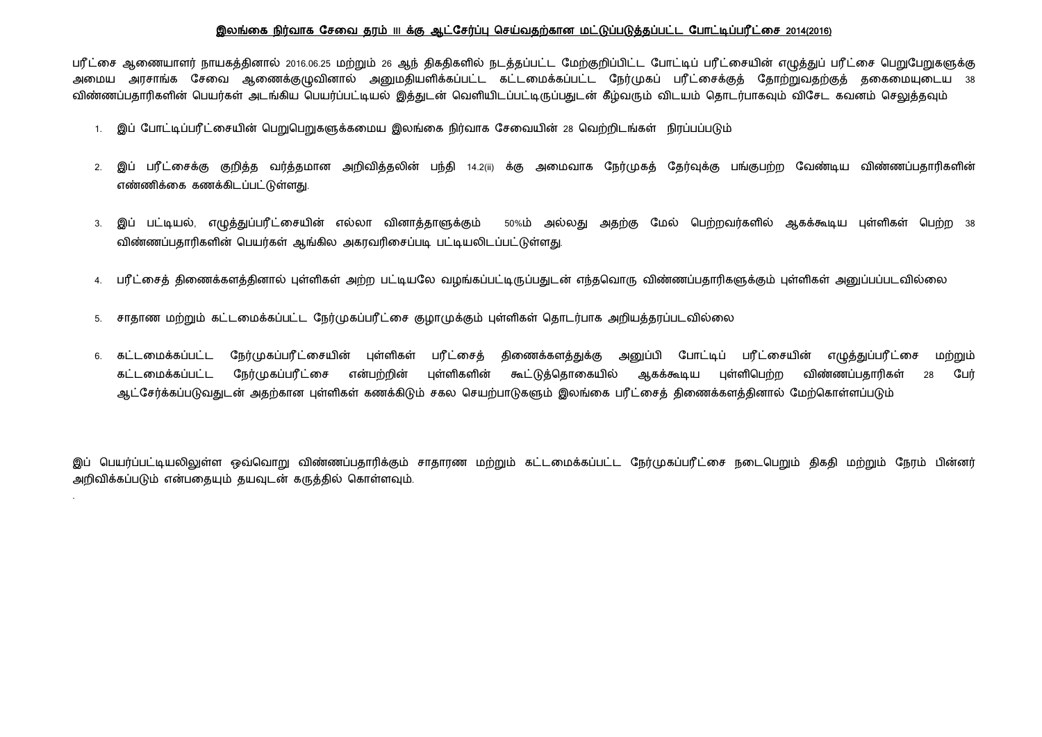**இலங்கை நிர்வாக சேவை தரம் III க்கு ஆட்சேர்ப்பு செய்வதற்கான மட்டுப்படுத்தப்பட்ட போட்டிப்பரீட்சை 2014(2016)**

பரீட்சை ஆணையாளர் நாயகத்தினால் 2016.06.25 மற்றும் 26 ஆந் திகதிகளில் நடத்தப்பட்ட மேற்குறிப்பிட்ட போட்டிப் பரீட்சையின் எழுத்துப் பரீட்சை பெறுபேறுகளுக்கு அமைய அரசாங்க சேவை ஆணைக்குழுவினால் அனுமதியளிக்கப்பட்ட கட்டமைக்கப்பட்ட நேர்முகப் பரீட்சைக்குத் தோற்றுவதற்குத் தகைமையுடைய 38 விண்ணப்பதாரிகளின் பெயர்கள் அடங்கிய பெயர்ப்பட்டியல் இத்துடன் வெளியிடப்பட்டிருப்பதுடன் கீழ்வரும் விடயம் தொடர்பாகவும் விசேட கவனம் செலுத்தவும்

1. இப் போட்டிப்பரீட்சையின் பெறுபெறுகளுக்கமைய இலங்கை நிர்வாக சேவையின் 28 வெற்றிடங்கள் நிரப்பப்படும்

2. இப் பரீட்சைக்கு குறித்த வர்த்தமான அறிவித்தலின் பந்தி 14.2(ii) க்கு அமைவாக நேர்முகத் தேர்வுக்கு பங்குபற்ற வேண்டிய விண்ணப்பதாரிகளின் எண்ணிக்கை கணக்கிடப்பட்டுள்ளது.

3. இப் பட்டியல், எழுத்துப்பரீட்சையின் எல்லா வினாத்தாளுக்கும் 50%ம் அல்லது அதற்கு மேல் பெற்றவர்களில் ஆகக்கூடிய புள்ளிகள் பெற்ற 38 விண்ணப்பதாரிகளின் பெயர்கள் ஆங்கில அகரவரிசைப்படி பட்டியலிடப்பட்டுள்ளது.

4. பரீட்சைத் திணைக்களத்தினால் புள்ளிகள் அற்ற பட்டியலே வழங்கப்பட்டிருப்பதுடன் எந்தவொரு விண்ணப்பதாரிகளுக்கும் புள்ளிகள் அனுப்பப்படவில்லை

5. சாதாண மற்றும் கட்டமைக்கப்பட்ட நேர்முகப்பரீட்சை குழாமுக்கும் புள்ளிகள் தொடர்பாக அறியத்தரப்படவில்லை

6. கட்டமைக்கப்பட்ட நேர்முகப்பரீட்சையின் புள்ளிகள் பரீட்சைத் திணைக்களத்துக்கு அனுப்பி போட்டிப் பரீட்சையின் எழுத்துப்பரீட்சை மற்றும் கட்டமைக்கப்பட்ட நேர்முகப்பரீட்சை என்பற்றின் புள்ளிகளின் கூட்டுத்தொகையில் ஆகக்கூடிய புள்ளிபெற்ற விண்ணப்பதாரிகள் 28 பேர் ஆட்சேர்க்கப்படுவதுடன் அதற்கான புள்ளிகள் கணக்கிடும் சகல செயற்பாடுகளும் இலங்கை பரீட்சைத் திணைக்களத்தினால் மேற்கொள்ளப்படும்

இப் பெயர்ப்பட்டியலிலுள்ள ஒவ்வொறு விண்ணப்பதாரிக்கும் சாதாரண மற்றும் கட்டமைக்கப்பட்ட நேர்முகப்பரீட்சை நடைபெறும் திகதி மற்றும் நேரம் பின்னர் அறிவிக்கப்படும் என்பதையும் தயவுடன் கருத்தில் கொள்ளவும்.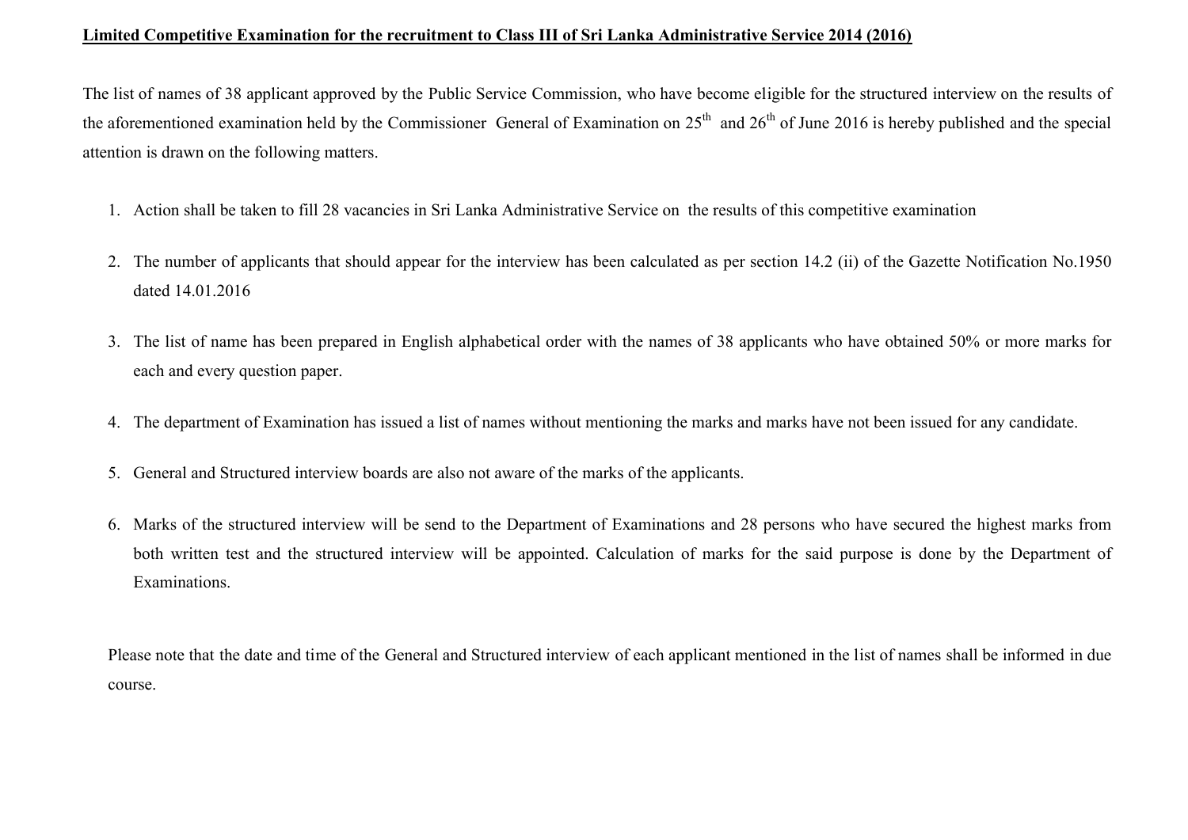**Limited Competitive Examination for the recruitment to Class III of Sri Lanka Administrative Service 2014 (2016)**

The list of names of 38 applicant approved by the Public Service Commission, who have become eligible for the structured interview on the results of the aforementioned examination held by the Commissioner General of Examination on 25th and 26th of June 2016 is hereby published and the special attention is drawn on the following matters.

1. Action shall be taken to fill 28 vacancies in Sri Lanka Administrative Service on the results of this competitive examination
2. The number of applicants that should appear for the interview has been calculated as per section 14.2 (ii) of the Gazette Notification No.1950 dated 14.01.2016
3. The list of name has been prepared in English alphabetical order with the names of 38 applicants who have obtained 50% or more marks for each and every question paper.
4. The department of Examination has issued a list of names without mentioning the marks and marks have not been issued for any candidate.
5. General and Structured interview boards are also not aware of the marks of the applicants.
6. Marks of the structured interview will be send to the Department of Examinations and 28 persons who have secured the highest marks from both written test and the structured interview will be appointed. Calculation of marks for the said purpose is done by the Department of Examinations.

Please note that the date and time of the General and Structured interview of each applicant mentioned in the list of names shall be informed in due course.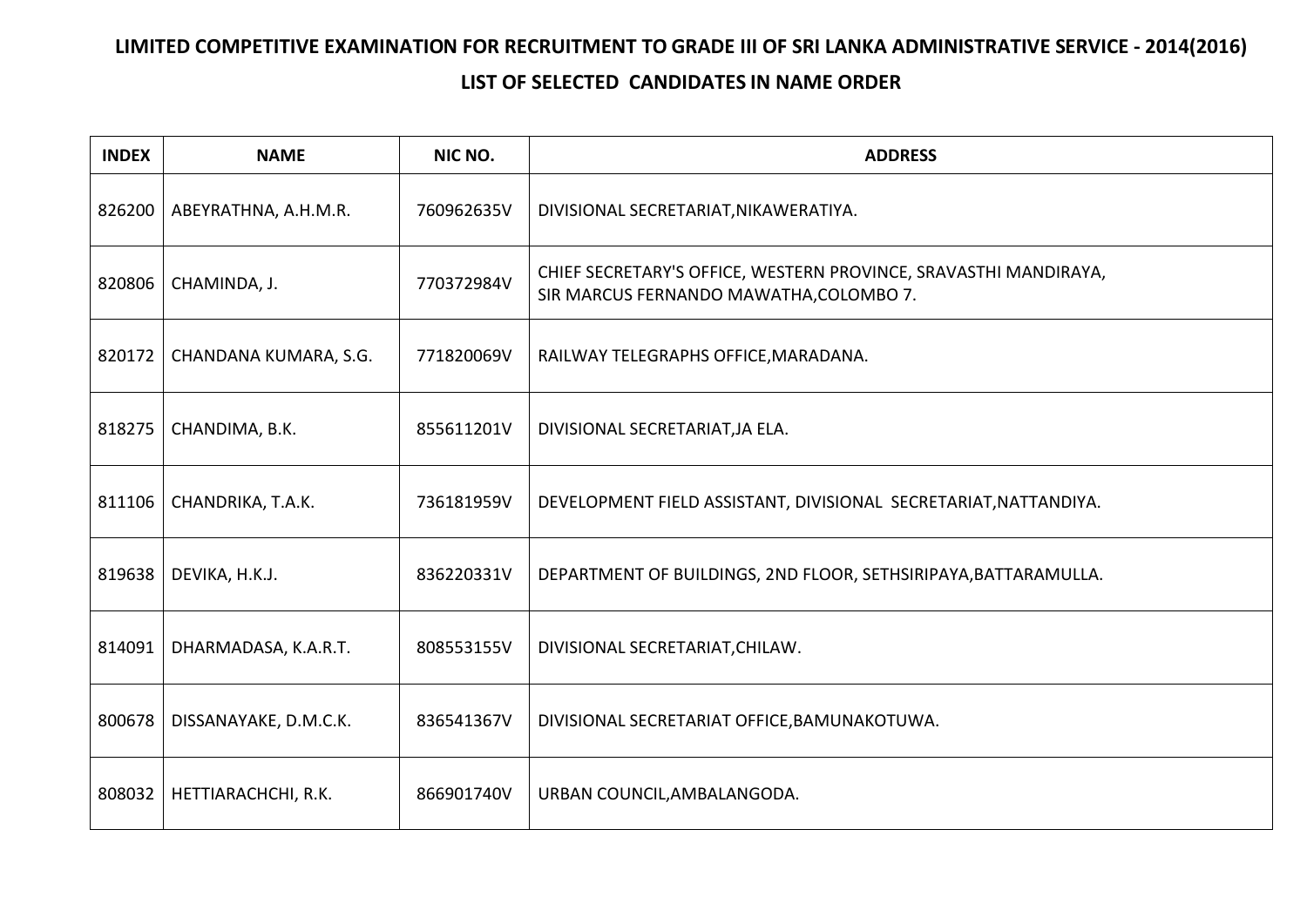# LIMITED COMPETITIVE EXAMINATION FOR RECRUITMENT TO GRADE III OF SRI LANKA ADMINISTRATIVE SERVICE - 2014(2016)

## LIST OF SELECTED CANDIDATES IN NAME ORDER

| INDEX | NAME | NIC NO. | ADDRESS |
|---|---|---|---|
| 826200 | ABEYRATHNA, A.H.M.R. | 760962635V | DIVISIONAL SECRETARIAT,NIKAWERATIYA. |
| 820806 | CHAMINDA, J. | 770372984V | CHIEF SECRETARY'S OFFICE, WESTERN PROVINCE, SRAVASTHI MANDIRAYA, SIR MARCUS FERNANDO MAWATHA,COLOMBO 7. |
| 820172 | CHANDANA KUMARA, S.G. | 771820069V | RAILWAY TELEGRAPHS OFFICE,MARADANA. |
| 818275 | CHANDIMA, B.K. | 855611201V | DIVISIONAL SECRETARIAT,JA ELA. |
| 811106 | CHANDRIKA, T.A.K. | 736181959V | DEVELOPMENT FIELD ASSISTANT, DIVISIONAL SECRETARIAT,NATTANDIYA. |
| 819638 | DEVIKA, H.K.J. | 836220331V | DEPARTMENT OF BUILDINGS, 2ND FLOOR, SETHSIRIPAYA,BATTARAMULLA. |
| 814091 | DHARMADASA, K.A.R.T. | 808553155V | DIVISIONAL SECRETARIAT,CHILAW. |
| 800678 | DISSANAYAKE, D.M.C.K. | 836541367V | DIVISIONAL SECRETARIAT OFFICE,BAMUNAKOTUWA. |
| 808032 | HETTIARACHCHI, R.K. | 866901740V | URBAN COUNCIL,AMBALANGODA. |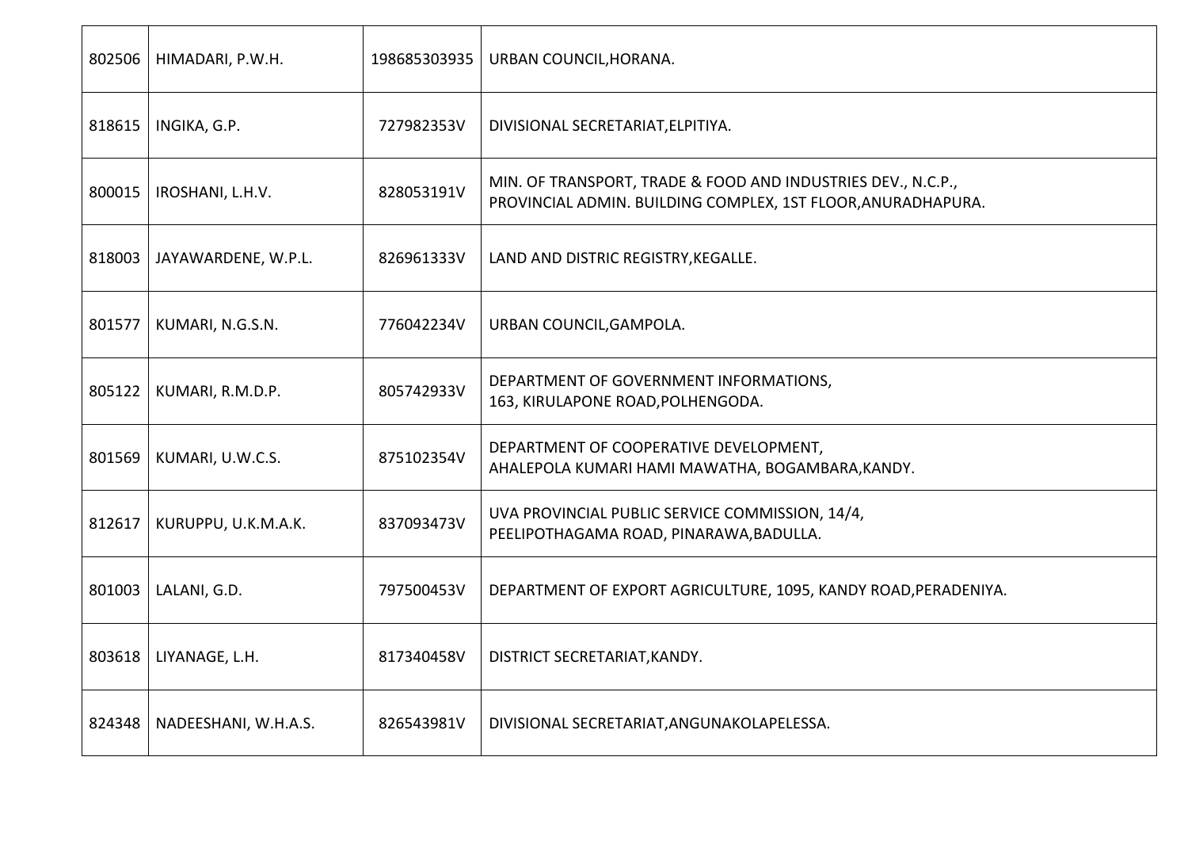| | | | |
|---|---|---|---|
| 802506 | HIMADARI, P.W.H. | 198685303935 | URBAN COUNCIL,HORANA. |
| 818615 | INGIKA, G.P. | 727982353V | DIVISIONAL SECRETARIAT,ELPITIYA. |
| 800015 | IROSHANI, L.H.V. | 828053191V | MIN. OF TRANSPORT, TRADE & FOOD AND INDUSTRIES DEV., N.C.P.,<br>PROVINCIAL ADMIN. BUILDING COMPLEX, 1ST FLOOR,ANURADHAPURA. |
| 818003 | JAYAWARDENE, W.P.L. | 826961333V | LAND AND DISTRIC REGISTRY,KEGALLE. |
| 801577 | KUMARI, N.G.S.N. | 776042234V | URBAN COUNCIL,GAMPOLA. |
| 805122 | KUMARI, R.M.D.P. | 805742933V | DEPARTMENT OF GOVERNMENT INFORMATIONS,<br>163, KIRULAPONE ROAD,POLHENGODA. |
| 801569 | KUMARI, U.W.C.S. | 875102354V | DEPARTMENT OF COOPERATIVE DEVELOPMENT,<br>AHALEPOLA KUMARI HAMI MAWATHA, BOGAMBARA,KANDY. |
| 812617 | KURUPPU, U.K.M.A.K. | 837093473V | UVA PROVINCIAL PUBLIC SERVICE COMMISSION, 14/4,<br>PEELIPOTHAGAMA ROAD, PINARAWA,BADULLA. |
| 801003 | LALANI, G.D. | 797500453V | DEPARTMENT OF EXPORT AGRICULTURE, 1095, KANDY ROAD,PERADENIYA. |
| 803618 | LIYANAGE, L.H. | 817340458V | DISTRICT SECRETARIAT,KANDY. |
| 824348 | NADEESHANI, W.H.A.S. | 826543981V | DIVISIONAL SECRETARIAT,ANGUNAKOLAPELESSA. |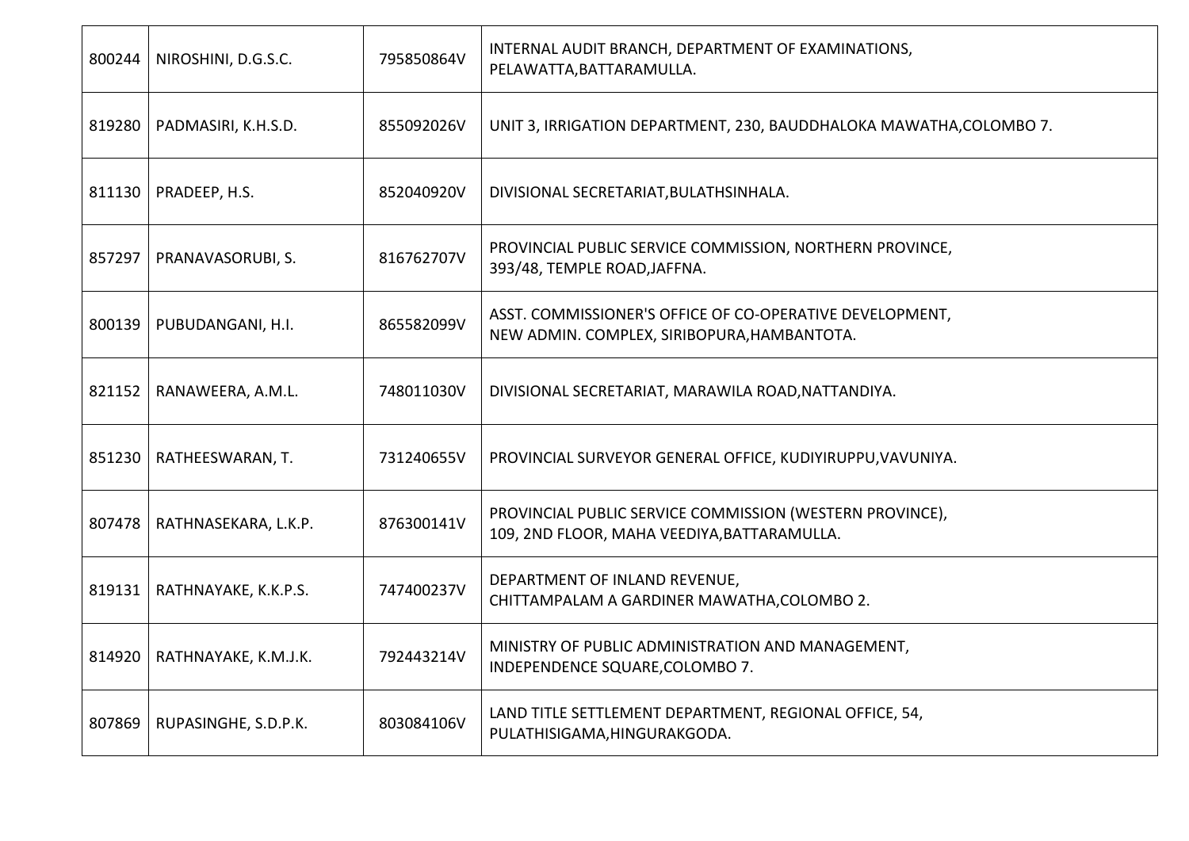| | | | |
|---|---|---|---|
| 800244 | NIROSHINI, D.G.S.C. | 795850864V | INTERNAL AUDIT BRANCH, DEPARTMENT OF EXAMINATIONS, PELAWATTA,BATTARAMULLA. |
| 819280 | PADMASIRI, K.H.S.D. | 855092026V | UNIT 3, IRRIGATION DEPARTMENT, 230, BAUDDHALOKA MAWATHA,COLOMBO 7. |
| 811130 | PRADEEP, H.S. | 852040920V | DIVISIONAL SECRETARIAT,BULATHSINHALA. |
| 857297 | PRANAVASORUBI, S. | 816762707V | PROVINCIAL PUBLIC SERVICE COMMISSION, NORTHERN PROVINCE, 393/48, TEMPLE ROAD,JAFFNA. |
| 800139 | PUBUDANGANI, H.I. | 865582099V | ASST. COMMISSIONER'S OFFICE OF CO-OPERATIVE DEVELOPMENT, NEW ADMIN. COMPLEX, SIRIBOPURA,HAMBANTOTA. |
| 821152 | RANAWEERA, A.M.L. | 748011030V | DIVISIONAL SECRETARIAT, MARAWILA ROAD,NATTANDIYA. |
| 851230 | RATHEESWARAN, T. | 731240655V | PROVINCIAL SURVEYOR GENERAL OFFICE, KUDIYIRUPPU,VAVUNIYA. |
| 807478 | RATHNASEKARA, L.K.P. | 876300141V | PROVINCIAL PUBLIC SERVICE COMMISSION (WESTERN PROVINCE), 109, 2ND FLOOR, MAHA VEEDIYA,BATTARAMULLA. |
| 819131 | RATHNAYAKE, K.K.P.S. | 747400237V | DEPARTMENT OF INLAND REVENUE, CHITTAMPALAM A GARDINER MAWATHA,COLOMBO 2. |
| 814920 | RATHNAYAKE, K.M.J.K. | 792443214V | MINISTRY OF PUBLIC ADMINISTRATION AND MANAGEMENT, INDEPENDENCE SQUARE,COLOMBO 7. |
| 807869 | RUPASINGHE, S.D.P.K. | 803084106V | LAND TITLE SETTLEMENT DEPARTMENT, REGIONAL OFFICE, 54, PULATHISIGAMA,HINGURAKGODA. |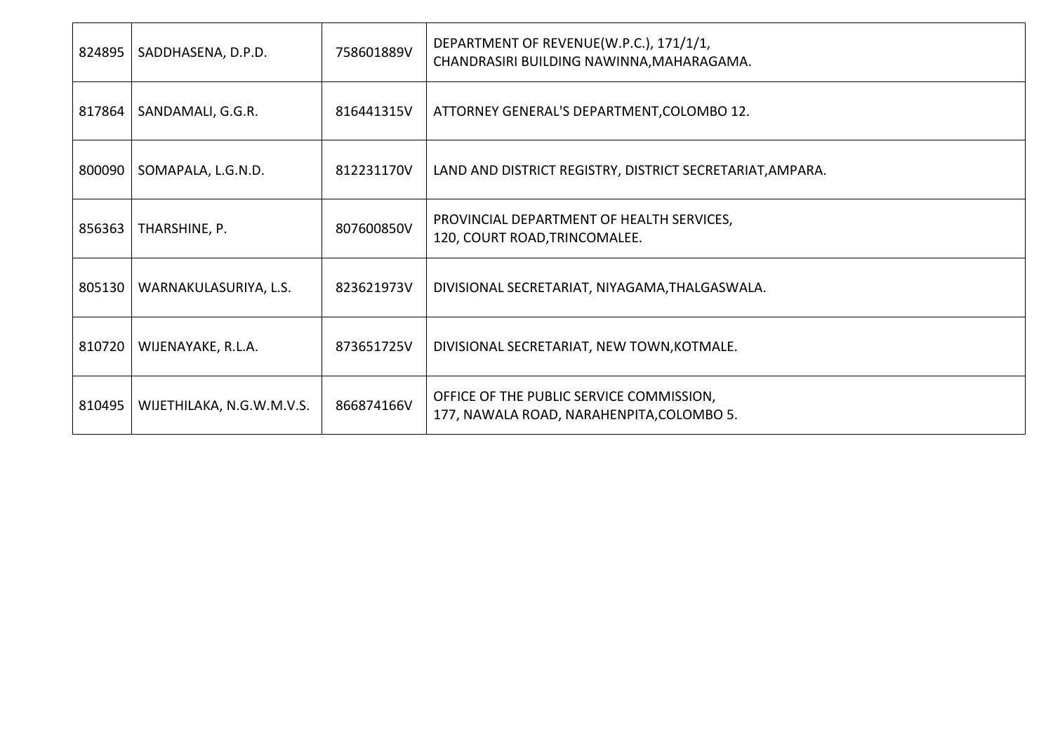| | | | |
|---|---|---|---|
| 824895 | SADDHASENA, D.P.D. | 758601889V | DEPARTMENT OF REVENUE(W.P.C.), 171/1/1, CHANDRASIRI BUILDING NAWINNA,MAHARAGAMA. |
| 817864 | SANDAMALI, G.G.R. | 816441315V | ATTORNEY GENERAL'S DEPARTMENT,COLOMBO 12. |
| 800090 | SOMAPALA, L.G.N.D. | 812231170V | LAND AND DISTRICT REGISTRY, DISTRICT SECRETARIAT,AMPARA. |
| 856363 | THARSHINE, P. | 807600850V | PROVINCIAL DEPARTMENT OF HEALTH SERVICES, 120, COURT ROAD,TRINCOMALEE. |
| 805130 | WARNAKULASURIYA, L.S. | 823621973V | DIVISIONAL SECRETARIAT, NIYAGAMA,THALGASWALA. |
| 810720 | WIJENAYAKE, R.L.A. | 873651725V | DIVISIONAL SECRETARIAT, NEW TOWN,KOTMALE. |
| 810495 | WIJETHILAKA, N.G.W.M.V.S. | 866874166V | OFFICE OF THE PUBLIC SERVICE COMMISSION, 177, NAWALA ROAD, NARAHENPITA,COLOMBO 5. |